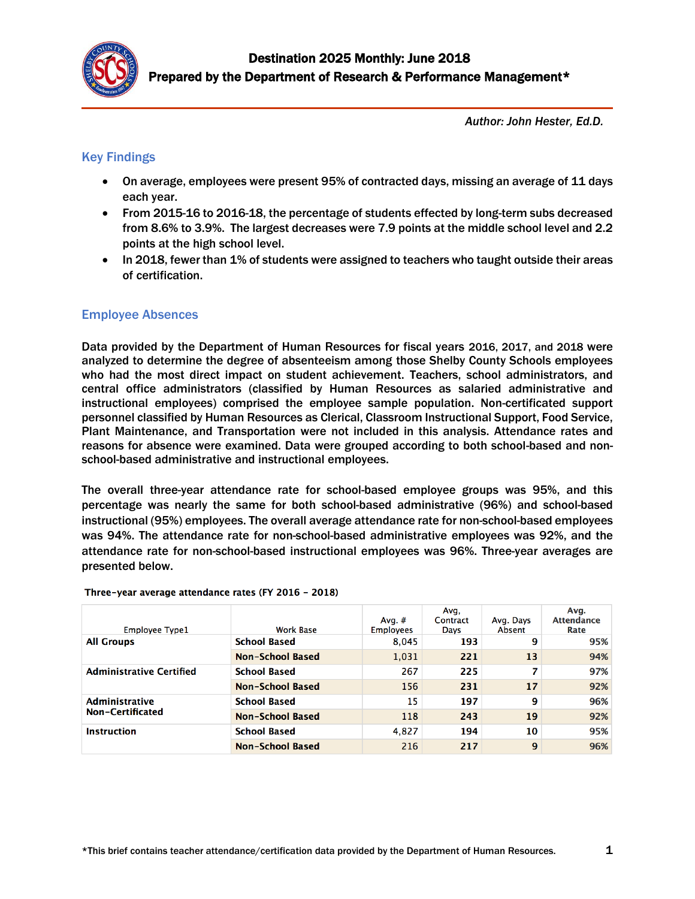# Destination 2025 Monthly: June 2018

## Prepared by the Department of Research & Performance Management*

*Author: John Hester, Ed.D.*

## Key Findings

- On average, employees were present 95% of contracted days, missing an average of 11 days each year.
- From 2015-16 to 2016-18, the percentage of students effected by long-term subs decreased from 8.6% to 3.9%. The largest decreases were 7.9 points at the middle school level and 2.2 points at the high school level.
- In 2018, fewer than 1% of students were assigned to teachers who taught outside their areas of certification.

## Employee Absences

Data provided by the Department of Human Resources for fiscal years 2016, 2017, and 2018 were analyzed to determine the degree of absenteeism among those Shelby County Schools employees who had the most direct impact on student achievement. Teachers, school administrators, and central office administrators (classified by Human Resources as salaried administrative and instructional employees) comprised the employee sample population. Non-certificated support personnel classified by Human Resources as Clerical, Classroom Instructional Support, Food Service, Plant Maintenance, and Transportation were not included in this analysis. Attendance rates and reasons for absence were examined. Data were grouped according to both school-based and non-school-based administrative and instructional employees.

The overall three-year attendance rate for school-based employee groups was 95%, and this percentage was nearly the same for both school-based administrative (96%) and school-based instructional (95%) employees. The overall average attendance rate for non-school-based employees was 94%. The attendance rate for non-school-based administrative employees was 92%, and the attendance rate for non-school-based instructional employees was 96%. Three-year averages are presented below.

**Three-year average attendance rates (FY 2016 – 2018)**

| Employee Type1 | Work Base | Avg. # Employees | Avg, Contract Days | Avg. Days Absent | Avg. Attendance Rate |
|---|---|---|---|---|---|
| **All Groups** | **School Based** | 8,045 | **193** | **9** | **95%** |
| | **Non-School Based** | 1,031 | **221** | **13** | **94%** |
| **Administrative Certified** | **School Based** | 267 | **225** | **7** | **97%** |
| | **Non-School Based** | 156 | **231** | **17** | **92%** |
| **Administrative Non-Certificated** | **School Based** | 15 | **197** | **9** | **96%** |
| | **Non-School Based** | 118 | **243** | **19** | **92%** |
| **Instruction** | **School Based** | 4,827 | **194** | **10** | **95%** |
| | **Non-School Based** | 216 | **217** | **9** | **96%** |

*This brief contains teacher attendance/certification data provided by the Department of Human Resources.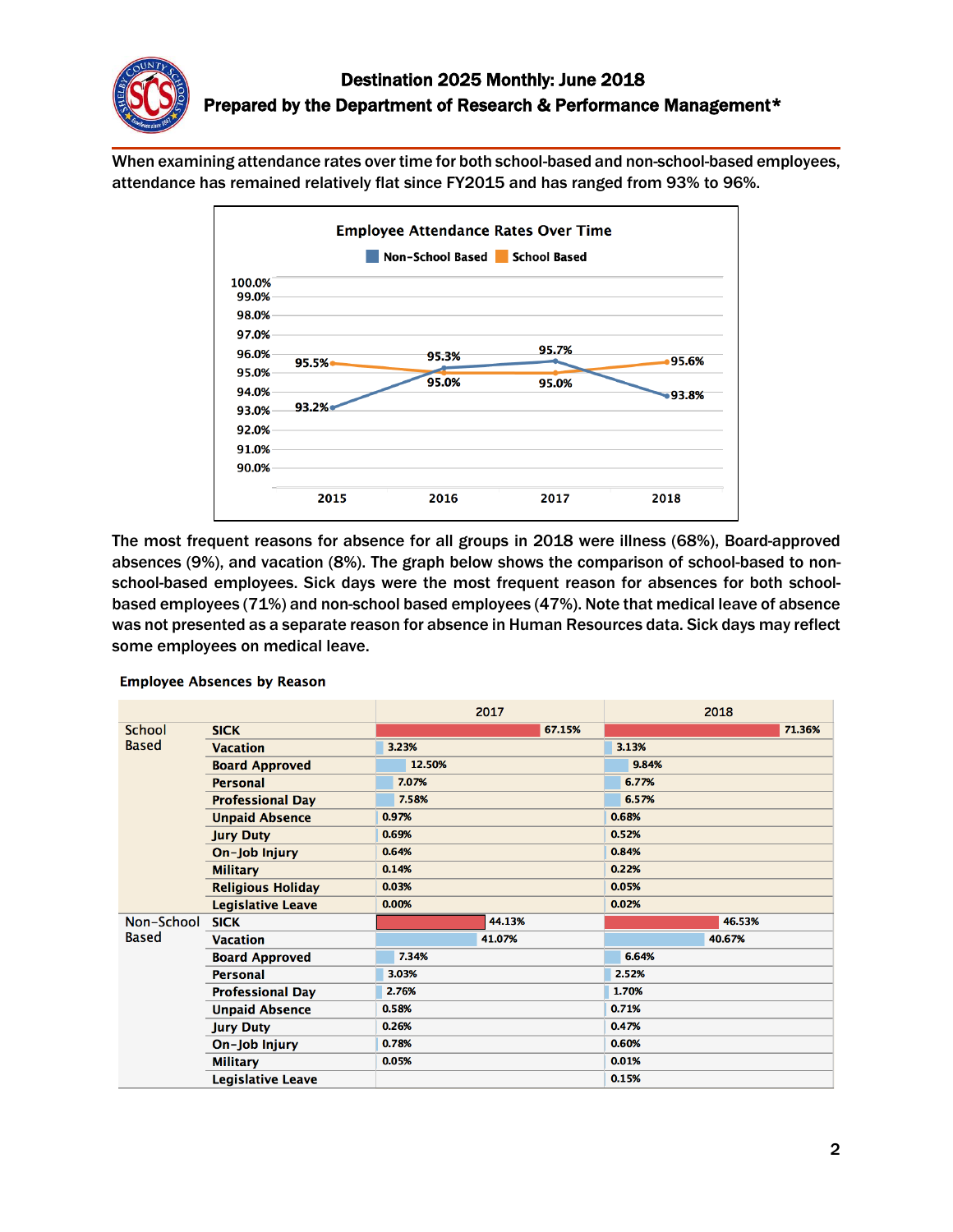# Destination 2025 Monthly: June 2018

## Prepared by the Department of Research & Performance Management*

When examining attendance rates over time for both school-based and non-school-based employees, attendance has remained relatively flat since FY2015 and has ranged from 93% to 96%.

**Employee Attendance Rates Over Time**

| Year | Non-School Based | School Based |
|---|---|---|
| 2015 | 93.2% | 95.5% |
| 2016 | 95.3% | 95.0% |
| 2017 | 95.7% | 95.0% |
| 2018 | 93.8% | 95.6% |

The most frequent reasons for absence for all groups in 2018 were illness (68%), Board-approved absences (9%), and vacation (8%). The graph below shows the comparison of school-based to non-school-based employees. Sick days were the most frequent reason for absences for both school-based employees (71%) and non-school based employees (47%). Note that medical leave of absence was not presented as a separate reason for absence in Human Resources data. Sick days may reflect some employees on medical leave.

**Employee Absences by Reason**

| Group | Reason | 2017 | 2018 |
|---|---|---|---|
| School Based | SICK | 67.15% | 71.36% |
| | Vacation | 3.23% | 3.13% |
| | Board Approved | 12.50% | 9.84% |
| | Personal | 7.07% | 6.77% |
| | Professional Day | 7.58% | 6.57% |
| | Unpaid Absence | 0.97% | 0.68% |
| | Jury Duty | 0.69% | 0.52% |
| | On-Job Injury | 0.64% | 0.84% |
| | Military | 0.14% | 0.22% |
| | Religious Holiday | 0.03% | 0.05% |
| | Legislative Leave | 0.00% | 0.02% |
| Non-School Based | SICK | 44.13% | 46.53% |
| | Vacation | 41.07% | 40.67% |
| | Board Approved | 7.34% | 6.64% |
| | Personal | 3.03% | 2.52% |
| | Professional Day | 2.76% | 1.70% |
| | Unpaid Absence | 0.58% | 0.71% |
| | Jury Duty | 0.26% | 0.47% |
| | On-Job Injury | 0.78% | 0.60% |
| | Military | 0.05% | 0.01% |
| | Legislative Leave | | 0.15% |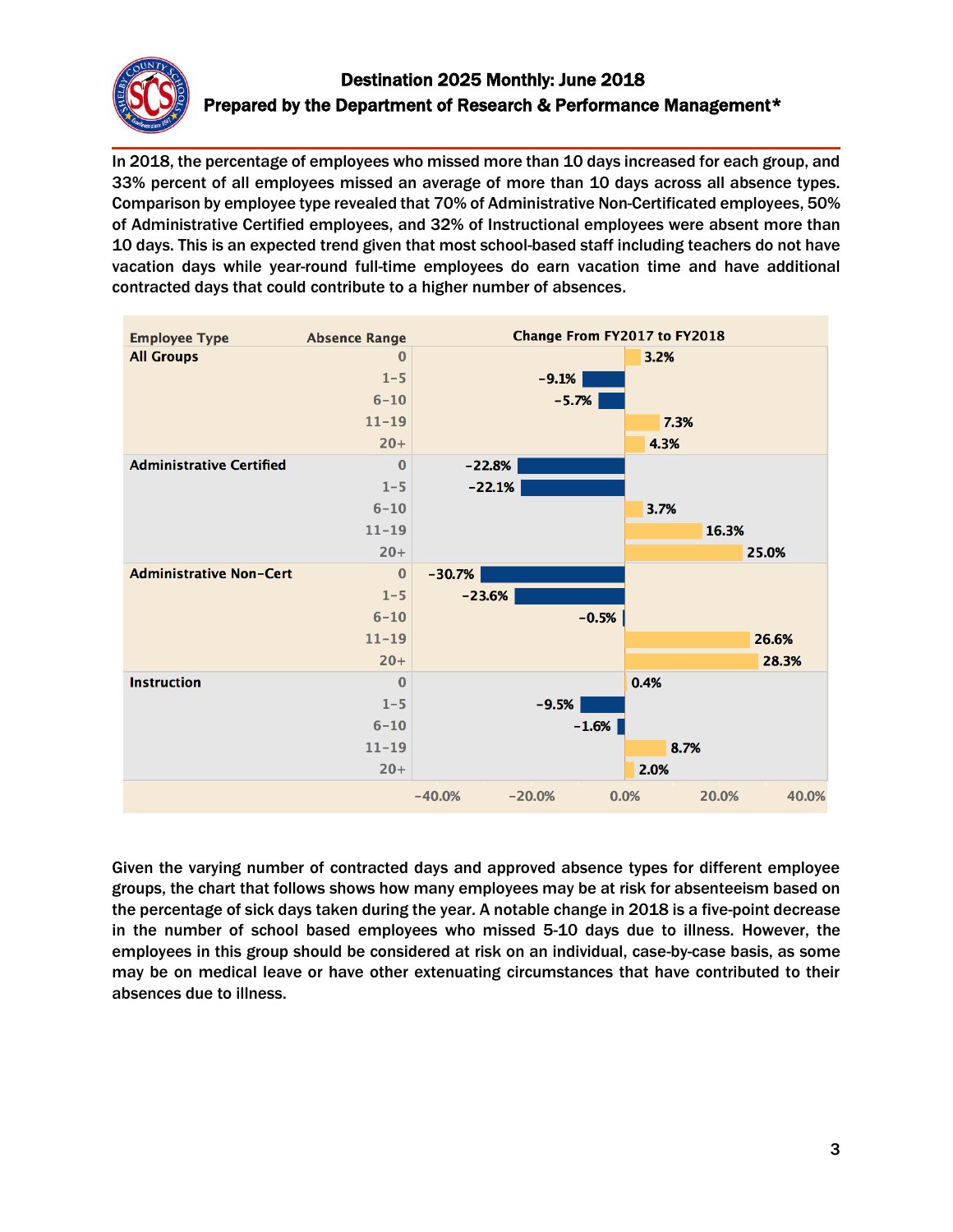# Destination 2025 Monthly: June 2018

## Prepared by the Department of Research & Performance Management*

In 2018, the percentage of employees who missed more than 10 days increased for each group, and 33% percent of all employees missed an average of more than 10 days across all absence types. Comparison by employee type revealed that 70% of Administrative Non-Certificated employees, 50% of Administrative Certified employees, and 32% of Instructional employees were absent more than 10 days. This is an expected trend given that most school-based staff including teachers do not have vacation days while year-round full-time employees do earn vacation time and have additional contracted days that could contribute to a higher number of absences.

| Employee Type | Absence Range | Change From FY2017 to FY2018 |
|---|---|---|
| All Groups | 0 | 3.2% |
| | 1-5 | -9.1% |
| | 6-10 | -5.7% |
| | 11-19 | 7.3% |
| | 20+ | 4.3% |
| Administrative Certified | 0 | -22.8% |
| | 1-5 | -22.1% |
| | 6-10 | 3.7% |
| | 11-19 | 16.3% |
| | 20+ | 25.0% |
| Administrative Non-Cert | 0 | -30.7% |
| | 1-5 | -23.6% |
| | 6-10 | -0.5% |
| | 11-19 | 26.6% |
| | 20+ | 28.3% |
| Instruction | 0 | 0.4% |
| | 1-5 | -9.5% |
| | 6-10 | -1.6% |
| | 11-19 | 8.7% |
| | 20+ | 2.0% |

Given the varying number of contracted days and approved absence types for different employee groups, the chart that follows shows how many employees may be at risk for absenteeism based on the percentage of sick days taken during the year. A notable change in 2018 is a five-point decrease in the number of school based employees who missed 5-10 days due to illness. However, the employees in this group should be considered at risk on an individual, case-by-case basis, as some may be on medical leave or have other extenuating circumstances that have contributed to their absences due to illness.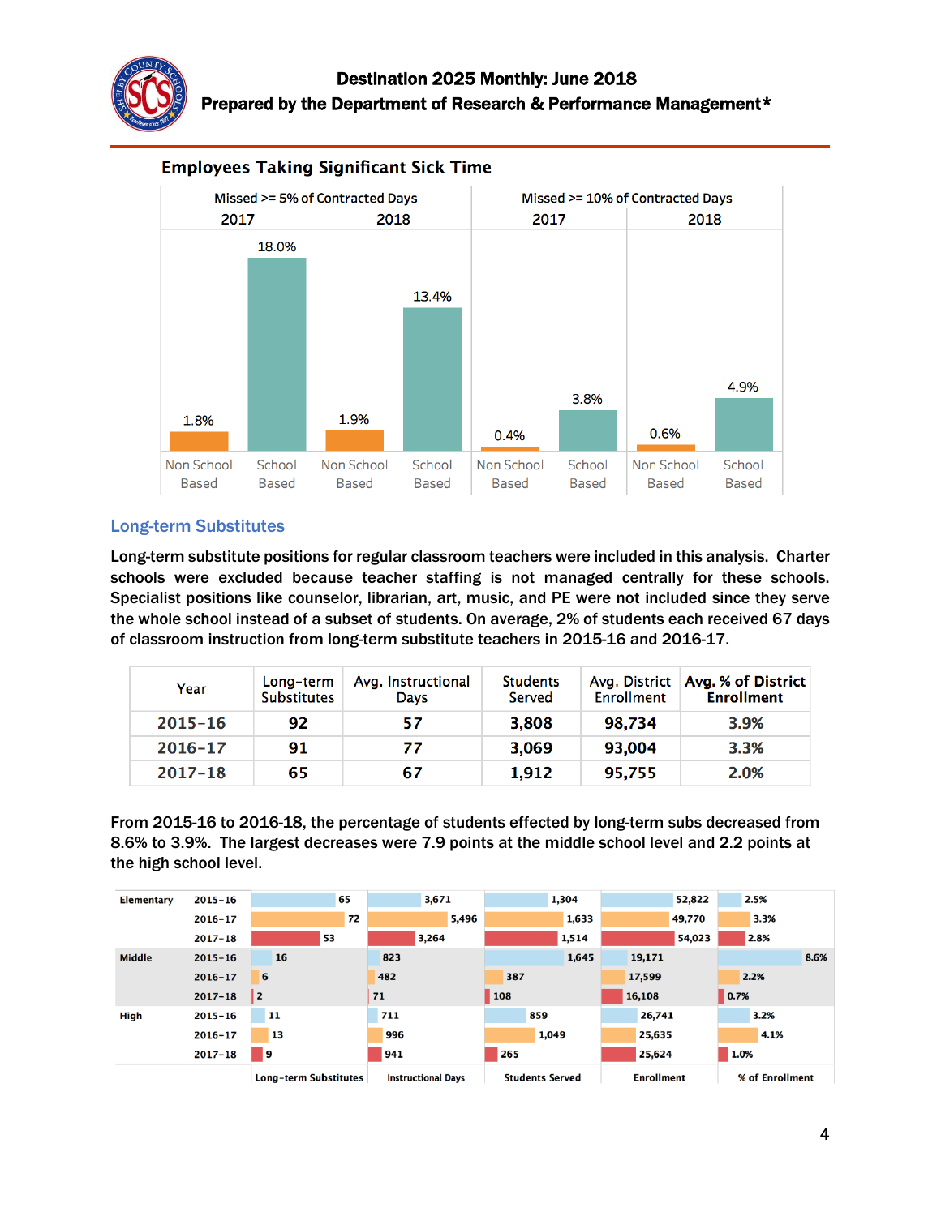## Employees Taking Significant Sick Time

| | Missed >= 5% of Contracted Days | | | | Missed >= 10% of Contracted Days | | | |
|---|---|---|---|---|---|---|---|---|
| | 2017 | | 2018 | | 2017 | | 2018 | |
| | Non School Based | School Based | Non School Based | School Based | Non School Based | School Based | Non School Based | School Based |
| | 1.8% | 18.0% | 1.9% | 13.4% | 0.4% | 3.8% | 0.6% | 4.9% |

## Long-term Substitutes

Long-term substitute positions for regular classroom teachers were included in this analysis. Charter schools were excluded because teacher staffing is not managed centrally for these schools. Specialist positions like counselor, librarian, art, music, and PE were not included since they serve the whole school instead of a subset of students. On average, 2% of students each received 67 days of classroom instruction from long-term substitute teachers in 2015-16 and 2016-17.

| Year | Long-term Substitutes | Avg. Instructional Days | Students Served | Avg. District Enrollment | Avg. % of District Enrollment |
|---|---|---|---|---|---|
| 2015-16 | 92 | 57 | 3,808 | 98,734 | 3.9% |
| 2016-17 | 91 | 77 | 3,069 | 93,004 | 3.3% |
| 2017-18 | 65 | 67 | 1,912 | 95,755 | 2.0% |

From 2015-16 to 2016-18, the percentage of students effected by long-term subs decreased from 8.6% to 3.9%. The largest decreases were 7.9 points at the middle school level and 2.2 points at the high school level.

| | | Long-term Substitutes | Instructional Days | Students Served | Enrollment | % of Enrollment |
|---|---|---|---|---|---|---|
| Elementary | 2015-16 | 65 | 3,671 | 1,304 | 52,822 | 2.5% |
| | 2016-17 | 72 | 5,496 | 1,633 | 49,770 | 3.3% |
| | 2017-18 | 53 | 3,264 | 1,514 | 54,023 | 2.8% |
| Middle | 2015-16 | 16 | 823 | 1,645 | 19,171 | 8.6% |
| | 2016-17 | 6 | 482 | 387 | 17,599 | 2.2% |
| | 2017-18 | 2 | 71 | 108 | 16,108 | 0.7% |
| High | 2015-16 | 11 | 711 | 859 | 26,741 | 3.2% |
| | 2016-17 | 13 | 996 | 1,049 | 25,635 | 4.1% |
| | 2017-18 | 9 | 941 | 265 | 25,624 | 1.0% |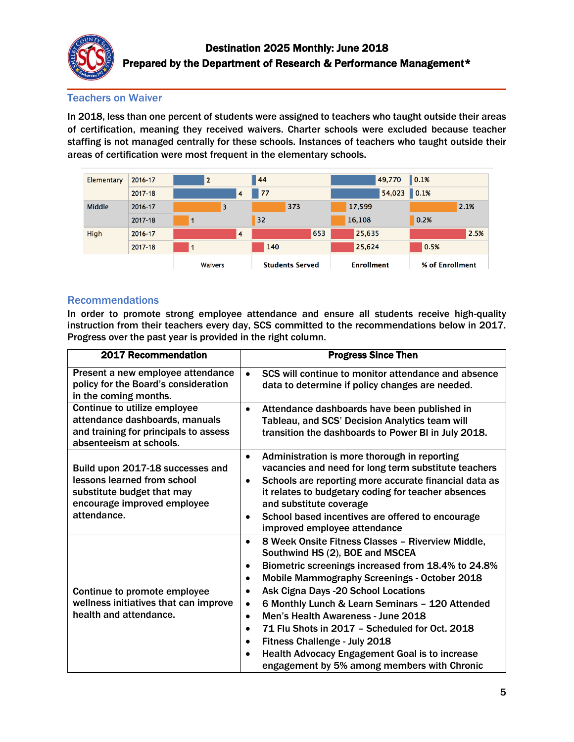## Teachers on Waiver

In 2018, less than one percent of students were assigned to teachers who taught outside their areas of certification, meaning they received waivers. Charter schools were excluded because teacher staffing is not managed centrally for these schools. Instances of teachers who taught outside their areas of certification were most frequent in the elementary schools.

| | | Waivers | Students Served | Enrollment | % of Enrollment |
|---|---|---|---|---|---|
| Elementary | 2016-17 | 2 | 44 | 49,770 | 0.1% |
| | 2017-18 | 4 | 77 | 54,023 | 0.1% |
| Middle | 2016-17 | 3 | 373 | 17,599 | 2.1% |
| | 2017-18 | 1 | 32 | 16,108 | 0.2% |
| High | 2016-17 | 4 | 653 | 25,635 | 2.5% |
| | 2017-18 | 1 | 140 | 25,624 | 0.5% |

## Recommendations

In order to promote strong employee attendance and ensure all students receive high-quality instruction from their teachers every day, SCS committed to the recommendations below in 2017. Progress over the past year is provided in the right column.

| 2017 Recommendation | Progress Since Then |
|---|---|
| Present a new employee attendance policy for the Board's consideration in the coming months. | • SCS will continue to monitor attendance and absence data to determine if policy changes are needed. |
| Continue to utilize employee attendance dashboards, manuals and training for principals to assess absenteeism at schools. | • Attendance dashboards have been published in Tableau, and SCS' Decision Analytics team will transition the dashboards to Power BI in July 2018. |
| Build upon 2017-18 successes and lessons learned from school substitute budget that may encourage improved employee attendance. | • Administration is more thorough in reporting vacancies and need for long term substitute teachers<br>• Schools are reporting more accurate financial data as it relates to budgetary coding for teacher absences and substitute coverage<br>• School based incentives are offered to encourage improved employee attendance |
| Continue to promote employee wellness initiatives that can improve health and attendance. | • 8 Week Onsite Fitness Classes – Riverview Middle, Southwind HS (2), BOE and MSCEA<br>• Biometric screenings increased from 18.4% to 24.8%<br>• Mobile Mammography Screenings - October 2018<br>• Ask Cigna Days -20 School Locations<br>• 6 Monthly Lunch & Learn Seminars – 120 Attended<br>• Men's Health Awareness - June 2018<br>• 71 Flu Shots in 2017 – Scheduled for Oct. 2018<br>• Fitness Challenge - July 2018<br>• Health Advocacy Engagement Goal is to increase engagement by 5% among members with Chronic |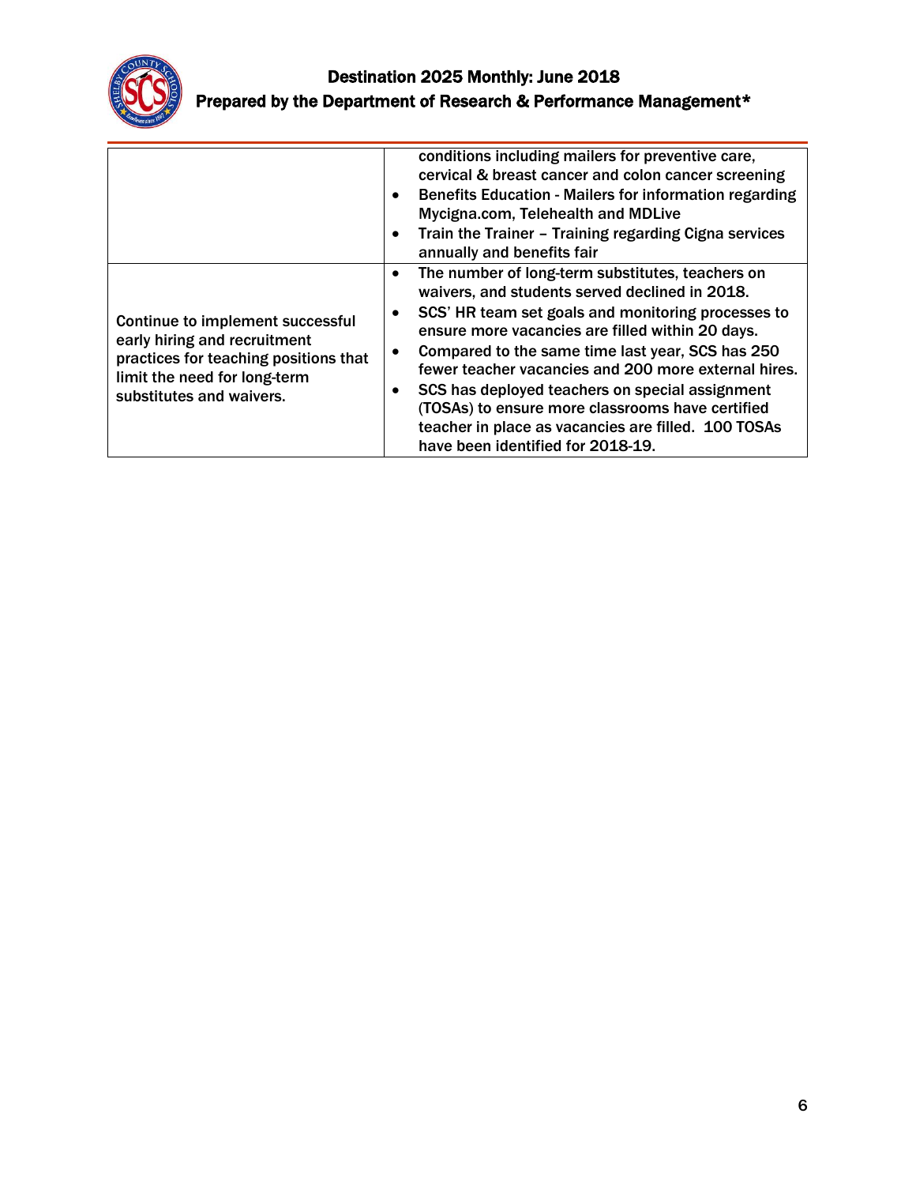| | |
|---|---|
| | conditions including mailers for preventive care, cervical & breast cancer and colon cancer screening<br>• Benefits Education - Mailers for information regarding Mycigna.com, Telehealth and MDLive<br>• Train the Trainer – Training regarding Cigna services annually and benefits fair |
| Continue to implement successful early hiring and recruitment practices for teaching positions that limit the need for long-term substitutes and waivers. | • The number of long-term substitutes, teachers on waivers, and students served declined in 2018.<br>• SCS' HR team set goals and monitoring processes to ensure more vacancies are filled within 20 days.<br>• Compared to the same time last year, SCS has 250 fewer teacher vacancies and 200 more external hires.<br>• SCS has deployed teachers on special assignment (TOSAs) to ensure more classrooms have certified teacher in place as vacancies are filled. 100 TOSAs have been identified for 2018-19. |